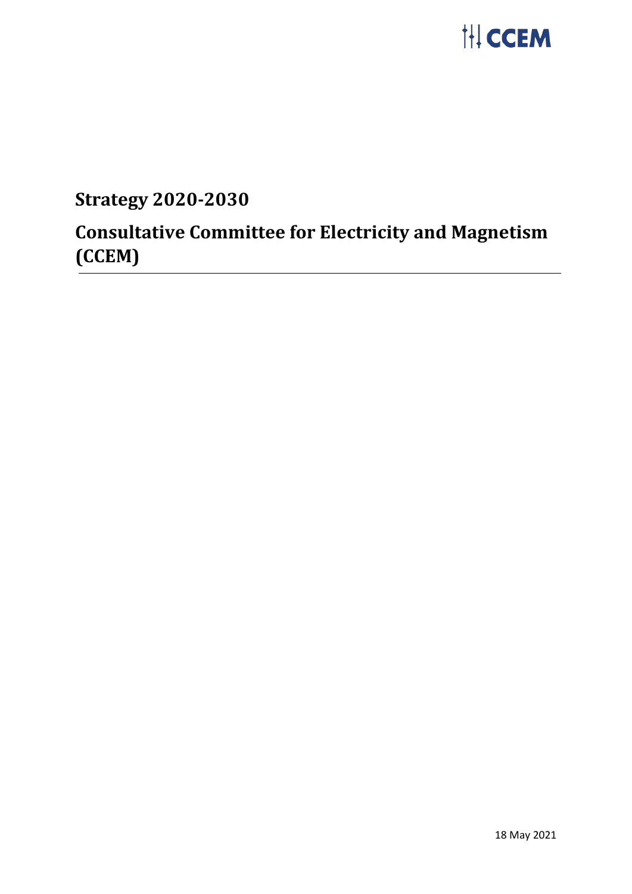CCEM

# Strategy 2020-2030

# Consultative Committee for Electricity and Magnetism (CCEM)

18 May 2021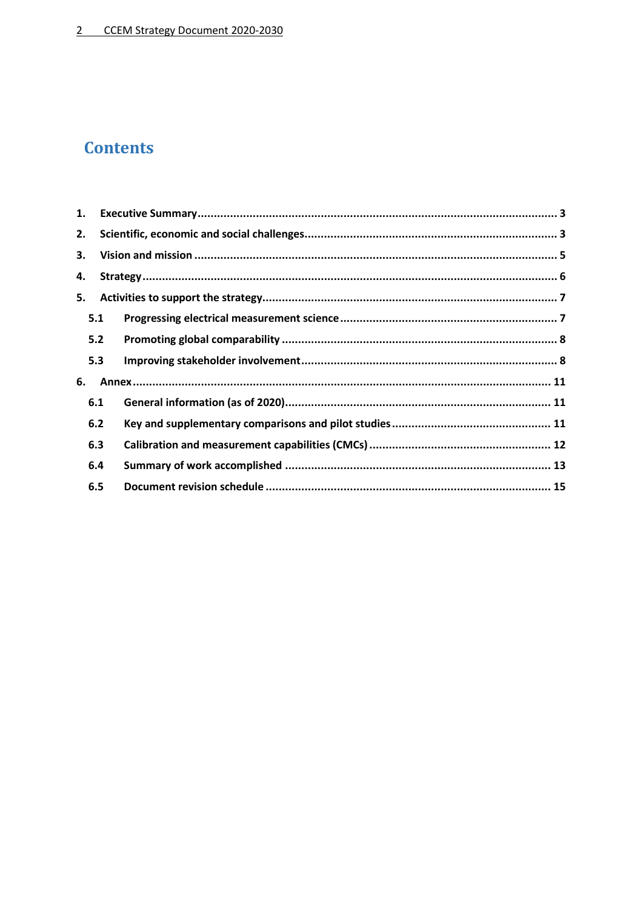# Contents

1. **Executive Summary** ... 3
2. **Scientific, economic and social challenges** ... 3
3. **Vision and mission** ... 5
4. **Strategy** ... 6
5. **Activities to support the strategy** ... 7
   - 5.1 **Progressing electrical measurement science** ... 7
   - 5.2 **Promoting global comparability** ... 8
   - 5.3 **Improving stakeholder involvement** ... 8
6. **Annex** ... 11
   - 6.1 **General information (as of 2020)** ... 11
   - 6.2 **Key and supplementary comparisons and pilot studies** ... 11
   - 6.3 **Calibration and measurement capabilities (CMCs)** ... 12
   - 6.4 **Summary of work accomplished** ... 13
   - 6.5 **Document revision schedule** ... 15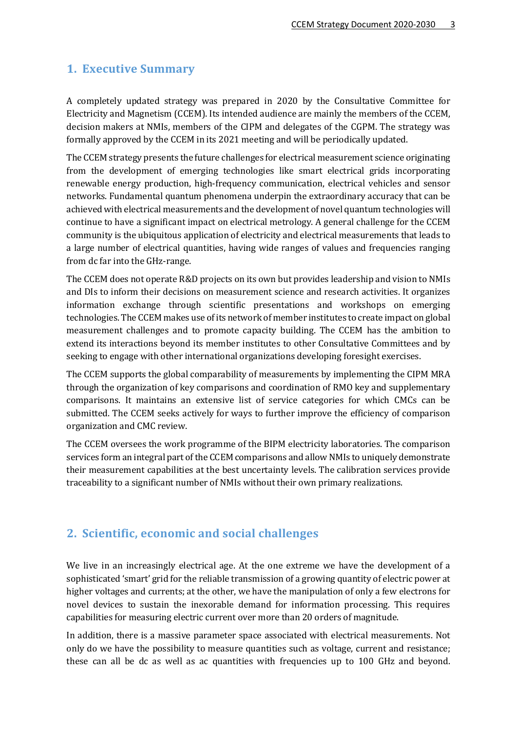## 1. Executive Summary

A completely updated strategy was prepared in 2020 by the Consultative Committee for Electricity and Magnetism (CCEM). Its intended audience are mainly the members of the CCEM, decision makers at NMIs, members of the CIPM and delegates of the CGPM. The strategy was formally approved by the CCEM in its 2021 meeting and will be periodically updated.

The CCEM strategy presents the future challenges for electrical measurement science originating from the development of emerging technologies like smart electrical grids incorporating renewable energy production, high-frequency communication, electrical vehicles and sensor networks. Fundamental quantum phenomena underpin the extraordinary accuracy that can be achieved with electrical measurements and the development of novel quantum technologies will continue to have a significant impact on electrical metrology. A general challenge for the CCEM community is the ubiquitous application of electricity and electrical measurements that leads to a large number of electrical quantities, having wide ranges of values and frequencies ranging from dc far into the GHz-range.

The CCEM does not operate R&D projects on its own but provides leadership and vision to NMIs and DIs to inform their decisions on measurement science and research activities. It organizes information exchange through scientific presentations and workshops on emerging technologies. The CCEM makes use of its network of member institutes to create impact on global measurement challenges and to promote capacity building. The CCEM has the ambition to extend its interactions beyond its member institutes to other Consultative Committees and by seeking to engage with other international organizations developing foresight exercises.

The CCEM supports the global comparability of measurements by implementing the CIPM MRA through the organization of key comparisons and coordination of RMO key and supplementary comparisons. It maintains an extensive list of service categories for which CMCs can be submitted. The CCEM seeks actively for ways to further improve the efficiency of comparison organization and CMC review.

The CCEM oversees the work programme of the BIPM electricity laboratories. The comparison services form an integral part of the CCEM comparisons and allow NMIs to uniquely demonstrate their measurement capabilities at the best uncertainty levels. The calibration services provide traceability to a significant number of NMIs without their own primary realizations.

## 2. Scientific, economic and social challenges

We live in an increasingly electrical age. At the one extreme we have the development of a sophisticated 'smart' grid for the reliable transmission of a growing quantity of electric power at higher voltages and currents; at the other, we have the manipulation of only a few electrons for novel devices to sustain the inexorable demand for information processing. This requires capabilities for measuring electric current over more than 20 orders of magnitude.

In addition, there is a massive parameter space associated with electrical measurements. Not only do we have the possibility to measure quantities such as voltage, current and resistance; these can all be dc as well as ac quantities with frequencies up to 100 GHz and beyond.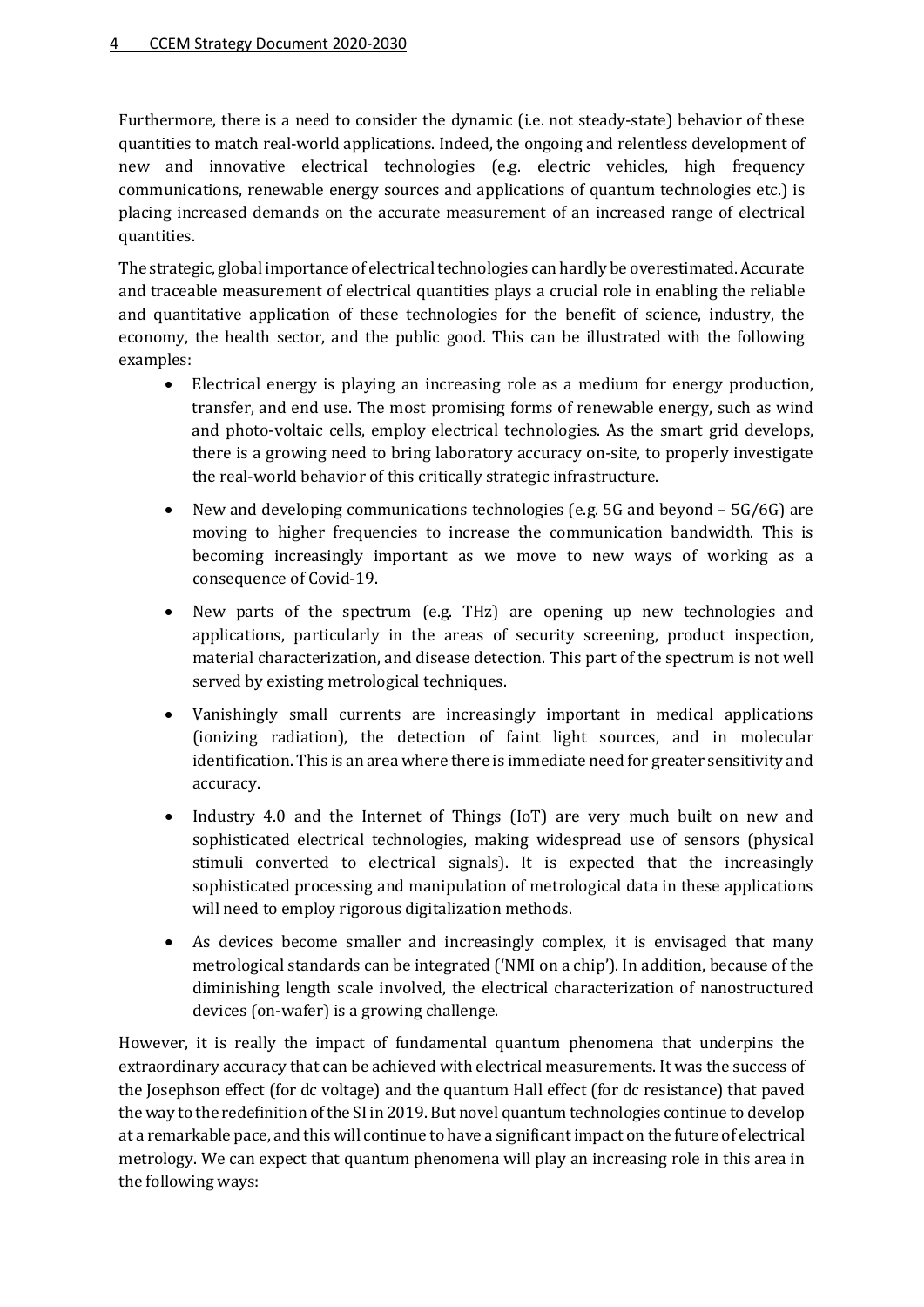Furthermore, there is a need to consider the dynamic (i.e. not steady-state) behavior of these quantities to match real-world applications. Indeed, the ongoing and relentless development of new and innovative electrical technologies (e.g. electric vehicles, high frequency communications, renewable energy sources and applications of quantum technologies etc.) is placing increased demands on the accurate measurement of an increased range of electrical quantities.

The strategic, global importance of electrical technologies can hardly be overestimated. Accurate and traceable measurement of electrical quantities plays a crucial role in enabling the reliable and quantitative application of these technologies for the benefit of science, industry, the economy, the health sector, and the public good. This can be illustrated with the following examples:

- Electrical energy is playing an increasing role as a medium for energy production, transfer, and end use. The most promising forms of renewable energy, such as wind and photo-voltaic cells, employ electrical technologies. As the smart grid develops, there is a growing need to bring laboratory accuracy on-site, to properly investigate the real-world behavior of this critically strategic infrastructure.
- New and developing communications technologies (e.g. 5G and beyond – 5G/6G) are moving to higher frequencies to increase the communication bandwidth. This is becoming increasingly important as we move to new ways of working as a consequence of Covid-19.
- New parts of the spectrum (e.g. THz) are opening up new technologies and applications, particularly in the areas of security screening, product inspection, material characterization, and disease detection. This part of the spectrum is not well served by existing metrological techniques.
- Vanishingly small currents are increasingly important in medical applications (ionizing radiation), the detection of faint light sources, and in molecular identification. This is an area where there is immediate need for greater sensitivity and accuracy.
- Industry 4.0 and the Internet of Things (IoT) are very much built on new and sophisticated electrical technologies, making widespread use of sensors (physical stimuli converted to electrical signals). It is expected that the increasingly sophisticated processing and manipulation of metrological data in these applications will need to employ rigorous digitalization methods.
- As devices become smaller and increasingly complex, it is envisaged that many metrological standards can be integrated ('NMI on a chip'). In addition, because of the diminishing length scale involved, the electrical characterization of nanostructured devices (on-wafer) is a growing challenge.

However, it is really the impact of fundamental quantum phenomena that underpins the extraordinary accuracy that can be achieved with electrical measurements. It was the success of the Josephson effect (for dc voltage) and the quantum Hall effect (for dc resistance) that paved the way to the redefinition of the SI in 2019. But novel quantum technologies continue to develop at a remarkable pace, and this will continue to have a significant impact on the future of electrical metrology. We can expect that quantum phenomena will play an increasing role in this area in the following ways: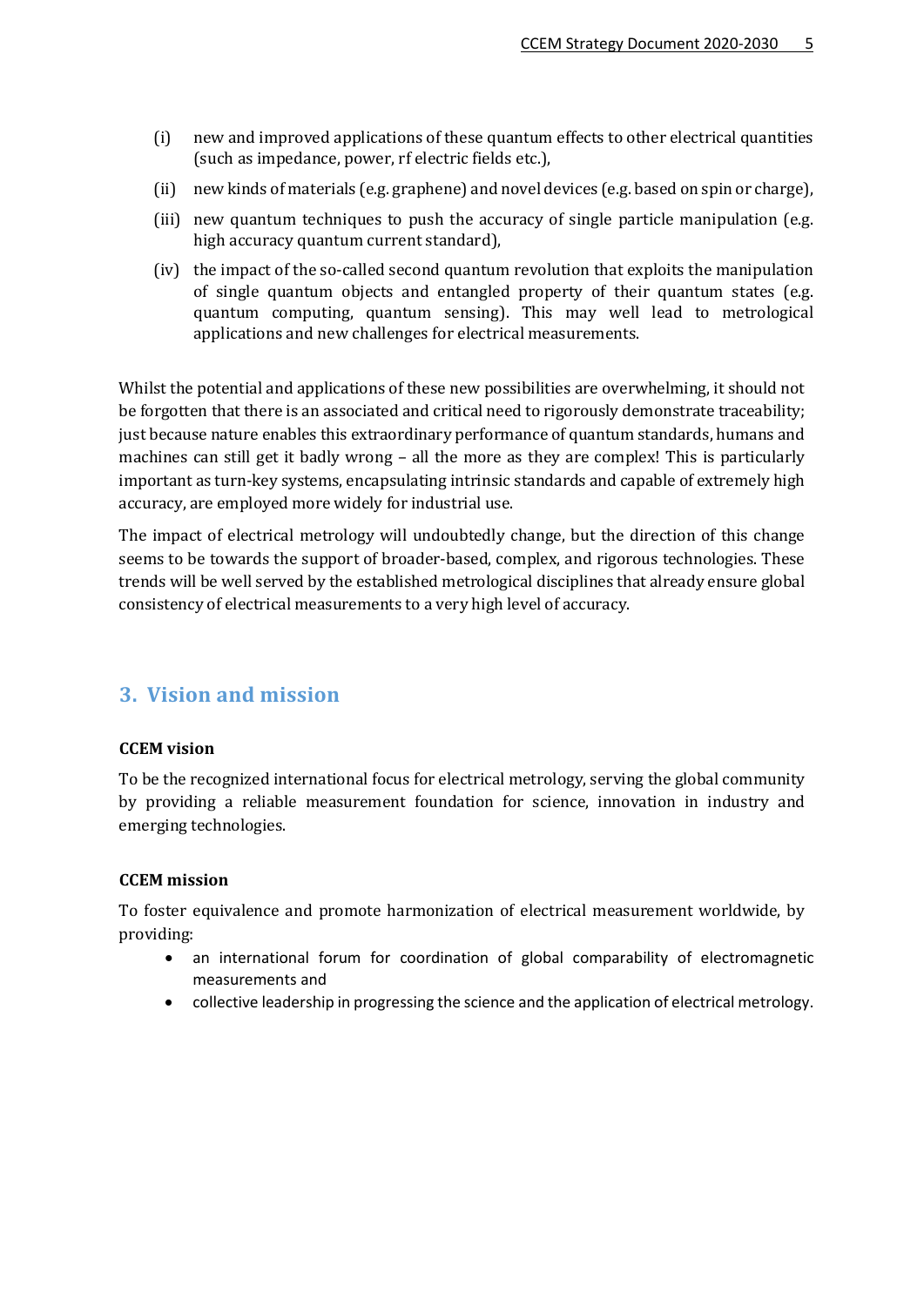(i) new and improved applications of these quantum effects to other electrical quantities (such as impedance, power, rf electric fields etc.),

(ii) new kinds of materials (e.g. graphene) and novel devices (e.g. based on spin or charge),

(iii) new quantum techniques to push the accuracy of single particle manipulation (e.g. high accuracy quantum current standard),

(iv) the impact of the so-called second quantum revolution that exploits the manipulation of single quantum objects and entangled property of their quantum states (e.g. quantum computing, quantum sensing). This may well lead to metrological applications and new challenges for electrical measurements.

Whilst the potential and applications of these new possibilities are overwhelming, it should not be forgotten that there is an associated and critical need to rigorously demonstrate traceability; just because nature enables this extraordinary performance of quantum standards, humans and machines can still get it badly wrong – all the more as they are complex! This is particularly important as turn-key systems, encapsulating intrinsic standards and capable of extremely high accuracy, are employed more widely for industrial use.

The impact of electrical metrology will undoubtedly change, but the direction of this change seems to be towards the support of broader-based, complex, and rigorous technologies. These trends will be well served by the established metrological disciplines that already ensure global consistency of electrical measurements to a very high level of accuracy.

## 3. Vision and mission

**CCEM vision**

To be the recognized international focus for electrical metrology, serving the global community by providing a reliable measurement foundation for science, innovation in industry and emerging technologies.

**CCEM mission**

To foster equivalence and promote harmonization of electrical measurement worldwide, by providing:

- an international forum for coordination of global comparability of electromagnetic measurements and
- collective leadership in progressing the science and the application of electrical metrology.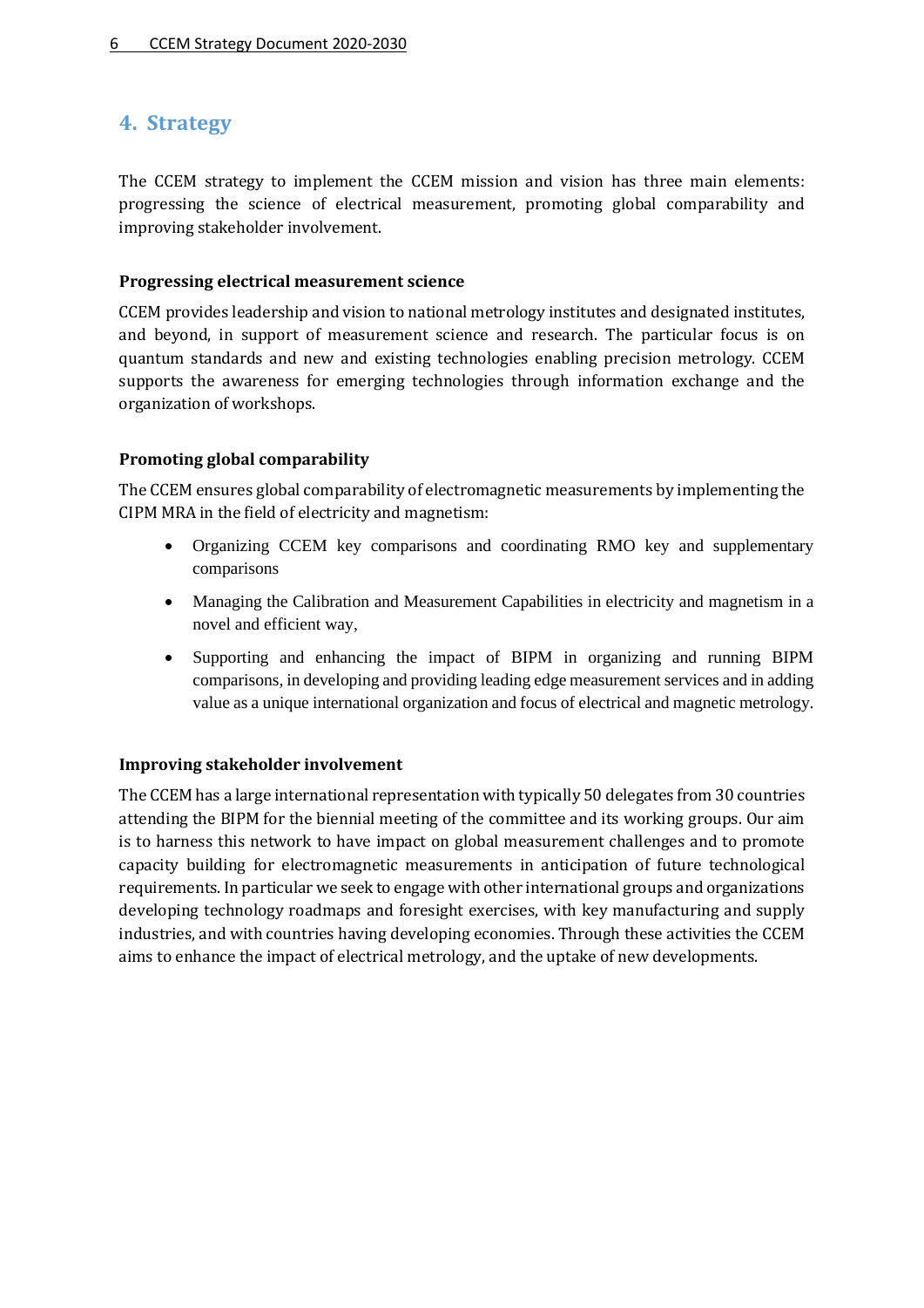# 4. Strategy

The CCEM strategy to implement the CCEM mission and vision has three main elements: progressing the science of electrical measurement, promoting global comparability and improving stakeholder involvement.

### Progressing electrical measurement science

CCEM provides leadership and vision to national metrology institutes and designated institutes, and beyond, in support of measurement science and research. The particular focus is on quantum standards and new and existing technologies enabling precision metrology. CCEM supports the awareness for emerging technologies through information exchange and the organization of workshops.

### Promoting global comparability

The CCEM ensures global comparability of electromagnetic measurements by implementing the CIPM MRA in the field of electricity and magnetism:

- Organizing CCEM key comparisons and coordinating RMO key and supplementary comparisons
- Managing the Calibration and Measurement Capabilities in electricity and magnetism in a novel and efficient way,
- Supporting and enhancing the impact of BIPM in organizing and running BIPM comparisons, in developing and providing leading edge measurement services and in adding value as a unique international organization and focus of electrical and magnetic metrology.

### Improving stakeholder involvement

The CCEM has a large international representation with typically 50 delegates from 30 countries attending the BIPM for the biennial meeting of the committee and its working groups. Our aim is to harness this network to have impact on global measurement challenges and to promote capacity building for electromagnetic measurements in anticipation of future technological requirements. In particular we seek to engage with other international groups and organizations developing technology roadmaps and foresight exercises, with key manufacturing and supply industries, and with countries having developing economies. Through these activities the CCEM aims to enhance the impact of electrical metrology, and the uptake of new developments.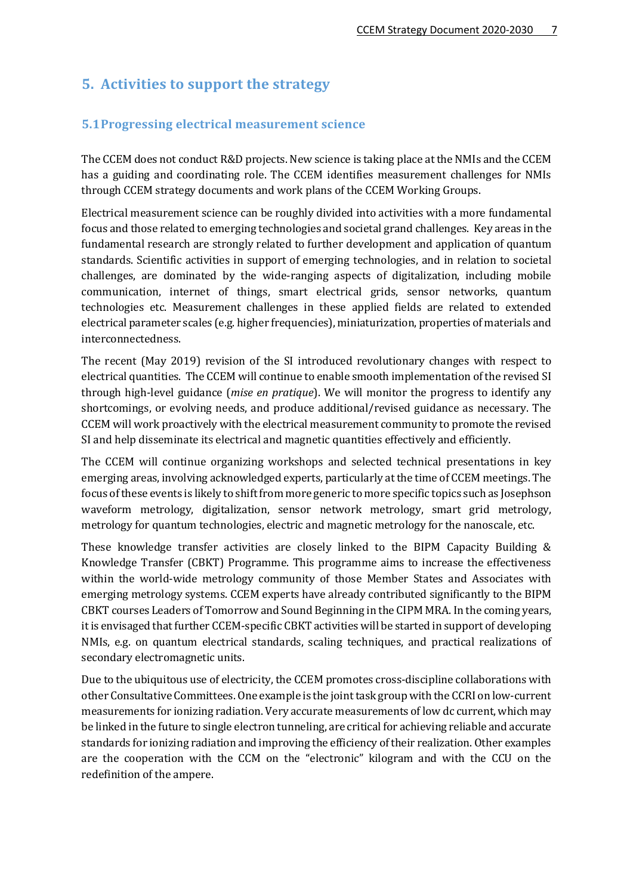# 5. Activities to support the strategy

## 5.1 Progressing electrical measurement science

The CCEM does not conduct R&D projects. New science is taking place at the NMIs and the CCEM has a guiding and coordinating role. The CCEM identifies measurement challenges for NMIs through CCEM strategy documents and work plans of the CCEM Working Groups.

Electrical measurement science can be roughly divided into activities with a more fundamental focus and those related to emerging technologies and societal grand challenges. Key areas in the fundamental research are strongly related to further development and application of quantum standards. Scientific activities in support of emerging technologies, and in relation to societal challenges, are dominated by the wide-ranging aspects of digitalization, including mobile communication, internet of things, smart electrical grids, sensor networks, quantum technologies etc. Measurement challenges in these applied fields are related to extended electrical parameter scales (e.g. higher frequencies), miniaturization, properties of materials and interconnectedness.

The recent (May 2019) revision of the SI introduced revolutionary changes with respect to electrical quantities. The CCEM will continue to enable smooth implementation of the revised SI through high-level guidance (*mise en pratique*). We will monitor the progress to identify any shortcomings, or evolving needs, and produce additional/revised guidance as necessary. The CCEM will work proactively with the electrical measurement community to promote the revised SI and help disseminate its electrical and magnetic quantities effectively and efficiently.

The CCEM will continue organizing workshops and selected technical presentations in key emerging areas, involving acknowledged experts, particularly at the time of CCEM meetings. The focus of these events is likely to shift from more generic to more specific topics such as Josephson waveform metrology, digitalization, sensor network metrology, smart grid metrology, metrology for quantum technologies, electric and magnetic metrology for the nanoscale, etc.

These knowledge transfer activities are closely linked to the BIPM Capacity Building & Knowledge Transfer (CBKT) Programme. This programme aims to increase the effectiveness within the world-wide metrology community of those Member States and Associates with emerging metrology systems. CCEM experts have already contributed significantly to the BIPM CBKT courses Leaders of Tomorrow and Sound Beginning in the CIPM MRA. In the coming years, it is envisaged that further CCEM-specific CBKT activities will be started in support of developing NMIs, e.g. on quantum electrical standards, scaling techniques, and practical realizations of secondary electromagnetic units.

Due to the ubiquitous use of electricity, the CCEM promotes cross-discipline collaborations with other Consultative Committees. One example is the joint task group with the CCRI on low-current measurements for ionizing radiation. Very accurate measurements of low dc current, which may be linked in the future to single electron tunneling, are critical for achieving reliable and accurate standards for ionizing radiation and improving the efficiency of their realization. Other examples are the cooperation with the CCM on the "electronic" kilogram and with the CCU on the redefinition of the ampere.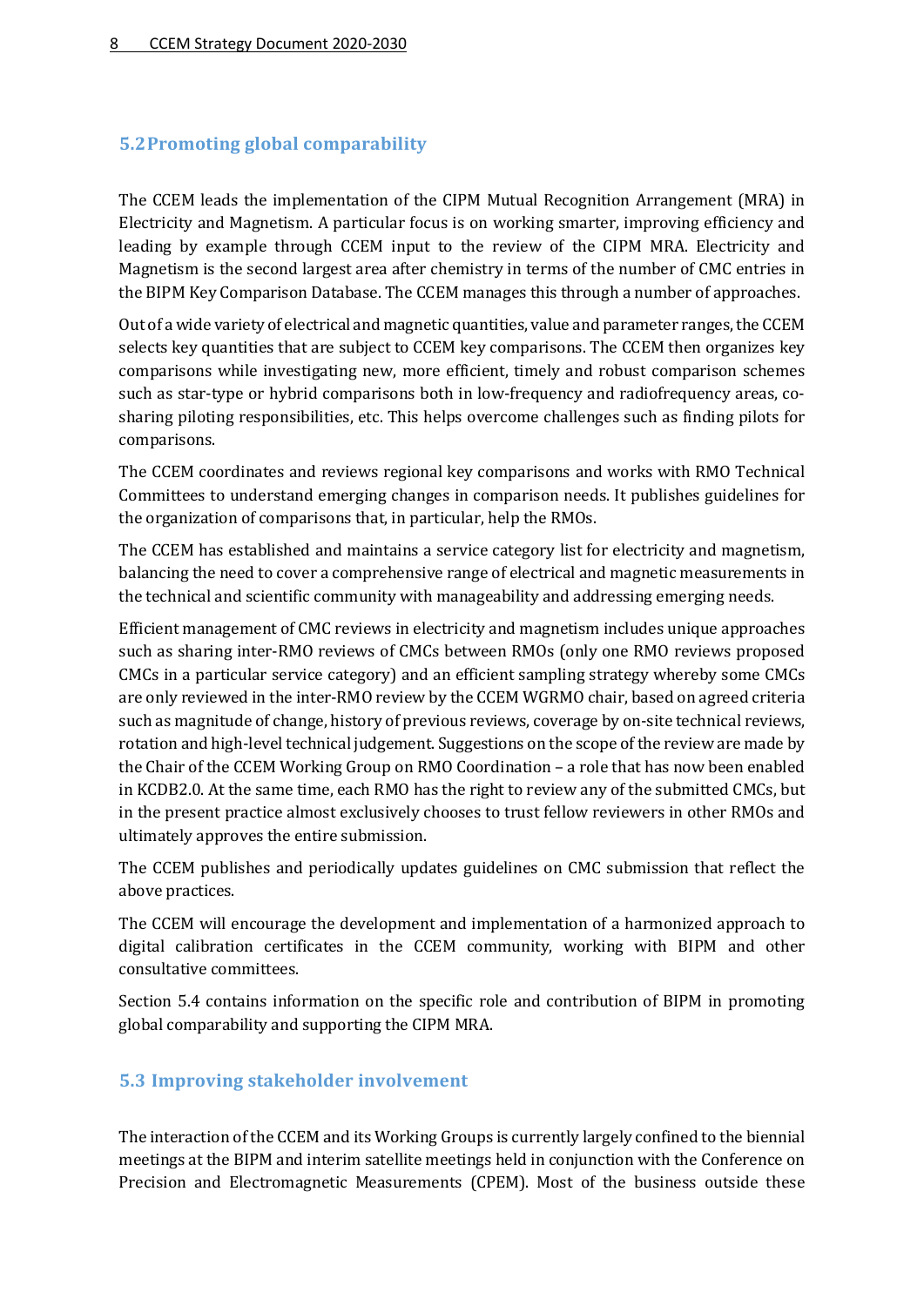## 5.2 Promoting global comparability

The CCEM leads the implementation of the CIPM Mutual Recognition Arrangement (MRA) in Electricity and Magnetism. A particular focus is on working smarter, improving efficiency and leading by example through CCEM input to the review of the CIPM MRA. Electricity and Magnetism is the second largest area after chemistry in terms of the number of CMC entries in the BIPM Key Comparison Database. The CCEM manages this through a number of approaches.

Out of a wide variety of electrical and magnetic quantities, value and parameter ranges, the CCEM selects key quantities that are subject to CCEM key comparisons. The CCEM then organizes key comparisons while investigating new, more efficient, timely and robust comparison schemes such as star-type or hybrid comparisons both in low-frequency and radiofrequency areas, co-sharing piloting responsibilities, etc. This helps overcome challenges such as finding pilots for comparisons.

The CCEM coordinates and reviews regional key comparisons and works with RMO Technical Committees to understand emerging changes in comparison needs. It publishes guidelines for the organization of comparisons that, in particular, help the RMOs.

The CCEM has established and maintains a service category list for electricity and magnetism, balancing the need to cover a comprehensive range of electrical and magnetic measurements in the technical and scientific community with manageability and addressing emerging needs.

Efficient management of CMC reviews in electricity and magnetism includes unique approaches such as sharing inter-RMO reviews of CMCs between RMOs (only one RMO reviews proposed CMCs in a particular service category) and an efficient sampling strategy whereby some CMCs are only reviewed in the inter-RMO review by the CCEM WGRMO chair, based on agreed criteria such as magnitude of change, history of previous reviews, coverage by on-site technical reviews, rotation and high-level technical judgement. Suggestions on the scope of the review are made by the Chair of the CCEM Working Group on RMO Coordination – a role that has now been enabled in KCDB2.0. At the same time, each RMO has the right to review any of the submitted CMCs, but in the present practice almost exclusively chooses to trust fellow reviewers in other RMOs and ultimately approves the entire submission.

The CCEM publishes and periodically updates guidelines on CMC submission that reflect the above practices.

The CCEM will encourage the development and implementation of a harmonized approach to digital calibration certificates in the CCEM community, working with BIPM and other consultative committees.

Section 5.4 contains information on the specific role and contribution of BIPM in promoting global comparability and supporting the CIPM MRA.

## 5.3 Improving stakeholder involvement

The interaction of the CCEM and its Working Groups is currently largely confined to the biennial meetings at the BIPM and interim satellite meetings held in conjunction with the Conference on Precision and Electromagnetic Measurements (CPEM). Most of the business outside these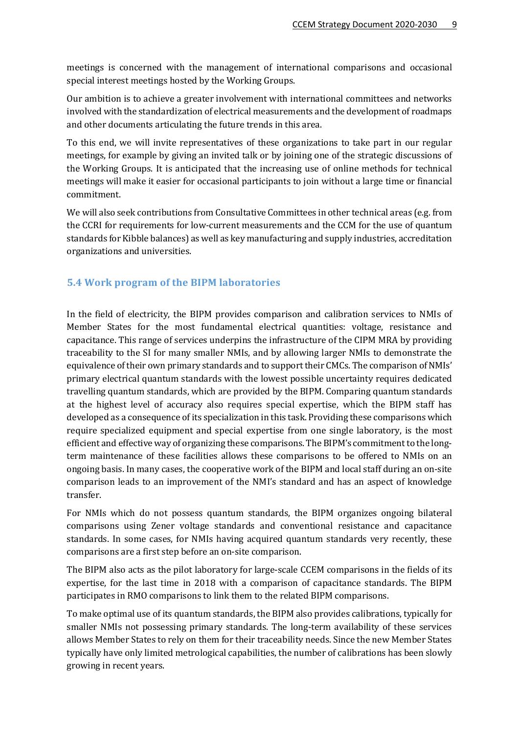meetings is concerned with the management of international comparisons and occasional special interest meetings hosted by the Working Groups.

Our ambition is to achieve a greater involvement with international committees and networks involved with the standardization of electrical measurements and the development of roadmaps and other documents articulating the future trends in this area.

To this end, we will invite representatives of these organizations to take part in our regular meetings, for example by giving an invited talk or by joining one of the strategic discussions of the Working Groups. It is anticipated that the increasing use of online methods for technical meetings will make it easier for occasional participants to join without a large time or financial commitment.

We will also seek contributions from Consultative Committees in other technical areas (e.g. from the CCRI for requirements for low-current measurements and the CCM for the use of quantum standards for Kibble balances) as well as key manufacturing and supply industries, accreditation organizations and universities.

## 5.4 Work program of the BIPM laboratories

In the field of electricity, the BIPM provides comparison and calibration services to NMIs of Member States for the most fundamental electrical quantities: voltage, resistance and capacitance. This range of services underpins the infrastructure of the CIPM MRA by providing traceability to the SI for many smaller NMIs, and by allowing larger NMIs to demonstrate the equivalence of their own primary standards and to support their CMCs. The comparison of NMIs' primary electrical quantum standards with the lowest possible uncertainty requires dedicated travelling quantum standards, which are provided by the BIPM. Comparing quantum standards at the highest level of accuracy also requires special expertise, which the BIPM staff has developed as a consequence of its specialization in this task. Providing these comparisons which require specialized equipment and special expertise from one single laboratory, is the most efficient and effective way of organizing these comparisons. The BIPM's commitment to the long-term maintenance of these facilities allows these comparisons to be offered to NMIs on an ongoing basis. In many cases, the cooperative work of the BIPM and local staff during an on-site comparison leads to an improvement of the NMI's standard and has an aspect of knowledge transfer.

For NMIs which do not possess quantum standards, the BIPM organizes ongoing bilateral comparisons using Zener voltage standards and conventional resistance and capacitance standards. In some cases, for NMIs having acquired quantum standards very recently, these comparisons are a first step before an on-site comparison.

The BIPM also acts as the pilot laboratory for large-scale CCEM comparisons in the fields of its expertise, for the last time in 2018 with a comparison of capacitance standards. The BIPM participates in RMO comparisons to link them to the related BIPM comparisons.

To make optimal use of its quantum standards, the BIPM also provides calibrations, typically for smaller NMIs not possessing primary standards. The long-term availability of these services allows Member States to rely on them for their traceability needs. Since the new Member States typically have only limited metrological capabilities, the number of calibrations has been slowly growing in recent years.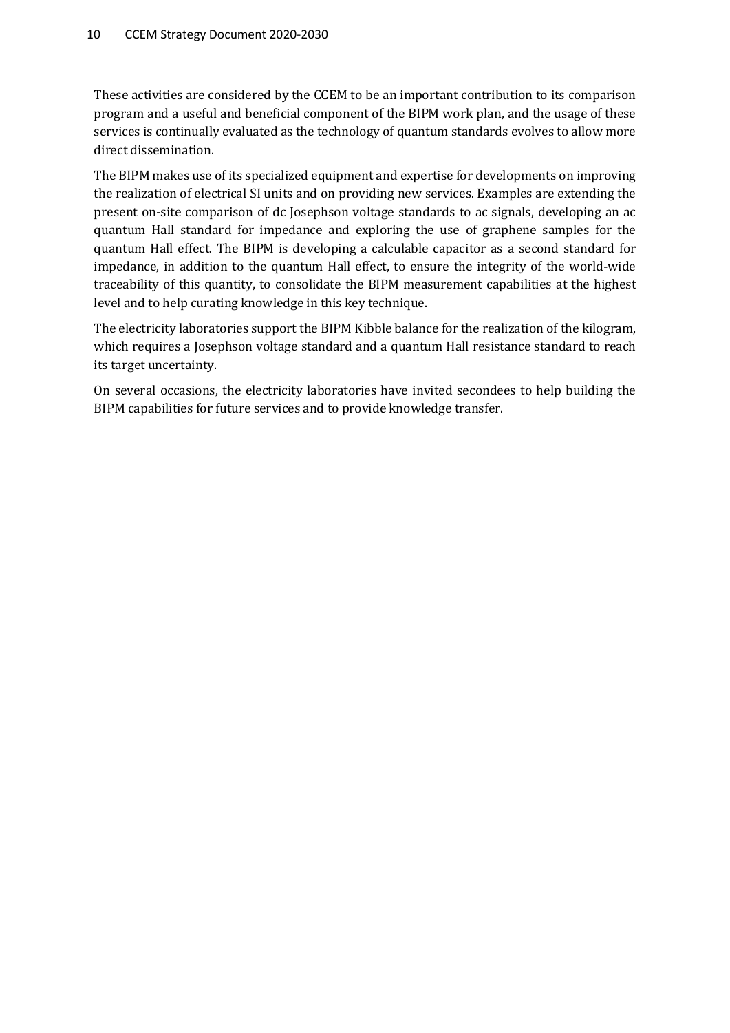These activities are considered by the CCEM to be an important contribution to its comparison program and a useful and beneficial component of the BIPM work plan, and the usage of these services is continually evaluated as the technology of quantum standards evolves to allow more direct dissemination.

The BIPM makes use of its specialized equipment and expertise for developments on improving the realization of electrical SI units and on providing new services. Examples are extending the present on-site comparison of dc Josephson voltage standards to ac signals, developing an ac quantum Hall standard for impedance and exploring the use of graphene samples for the quantum Hall effect. The BIPM is developing a calculable capacitor as a second standard for impedance, in addition to the quantum Hall effect, to ensure the integrity of the world-wide traceability of this quantity, to consolidate the BIPM measurement capabilities at the highest level and to help curating knowledge in this key technique.

The electricity laboratories support the BIPM Kibble balance for the realization of the kilogram, which requires a Josephson voltage standard and a quantum Hall resistance standard to reach its target uncertainty.

On several occasions, the electricity laboratories have invited secondees to help building the BIPM capabilities for future services and to provide knowledge transfer.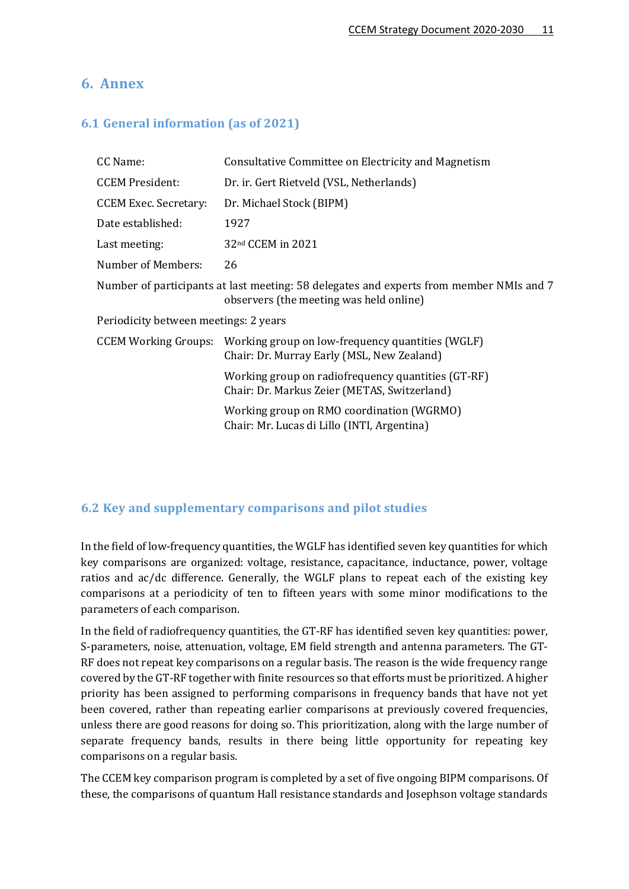# 6. Annex

## 6.1 General information (as of 2021)

| | |
|---|---|
| CC Name: | Consultative Committee on Electricity and Magnetism |
| CCEM President: | Dr. ir. Gert Rietveld (VSL, Netherlands) |
| CCEM Exec. Secretary: | Dr. Michael Stock (BIPM) |
| Date established: | 1927 |
| Last meeting: | 32nd CCEM in 2021 |
| Number of Members: | 26 |

Number of participants at last meeting: 58 delegates and experts from member NMIs and 7 observers (the meeting was held online)

Periodicity between meetings: 2 years

| | |
|---|---|
| CCEM Working Groups: | Working group on low-frequency quantities (WGLF)<br>Chair: Dr. Murray Early (MSL, New Zealand) |
| | Working group on radiofrequency quantities (GT-RF)<br>Chair: Dr. Markus Zeier (METAS, Switzerland) |
| | Working group on RMO coordination (WGRMO)<br>Chair: Mr. Lucas di Lillo (INTI, Argentina) |

## 6.2 Key and supplementary comparisons and pilot studies

In the field of low-frequency quantities, the WGLF has identified seven key quantities for which key comparisons are organized: voltage, resistance, capacitance, inductance, power, voltage ratios and ac/dc difference. Generally, the WGLF plans to repeat each of the existing key comparisons at a periodicity of ten to fifteen years with some minor modifications to the parameters of each comparison.

In the field of radiofrequency quantities, the GT-RF has identified seven key quantities: power, S-parameters, noise, attenuation, voltage, EM field strength and antenna parameters. The GT-RF does not repeat key comparisons on a regular basis. The reason is the wide frequency range covered by the GT-RF together with finite resources so that efforts must be prioritized. A higher priority has been assigned to performing comparisons in frequency bands that have not yet been covered, rather than repeating earlier comparisons at previously covered frequencies, unless there are good reasons for doing so. This prioritization, along with the large number of separate frequency bands, results in there being little opportunity for repeating key comparisons on a regular basis.

The CCEM key comparison program is completed by a set of five ongoing BIPM comparisons. Of these, the comparisons of quantum Hall resistance standards and Josephson voltage standards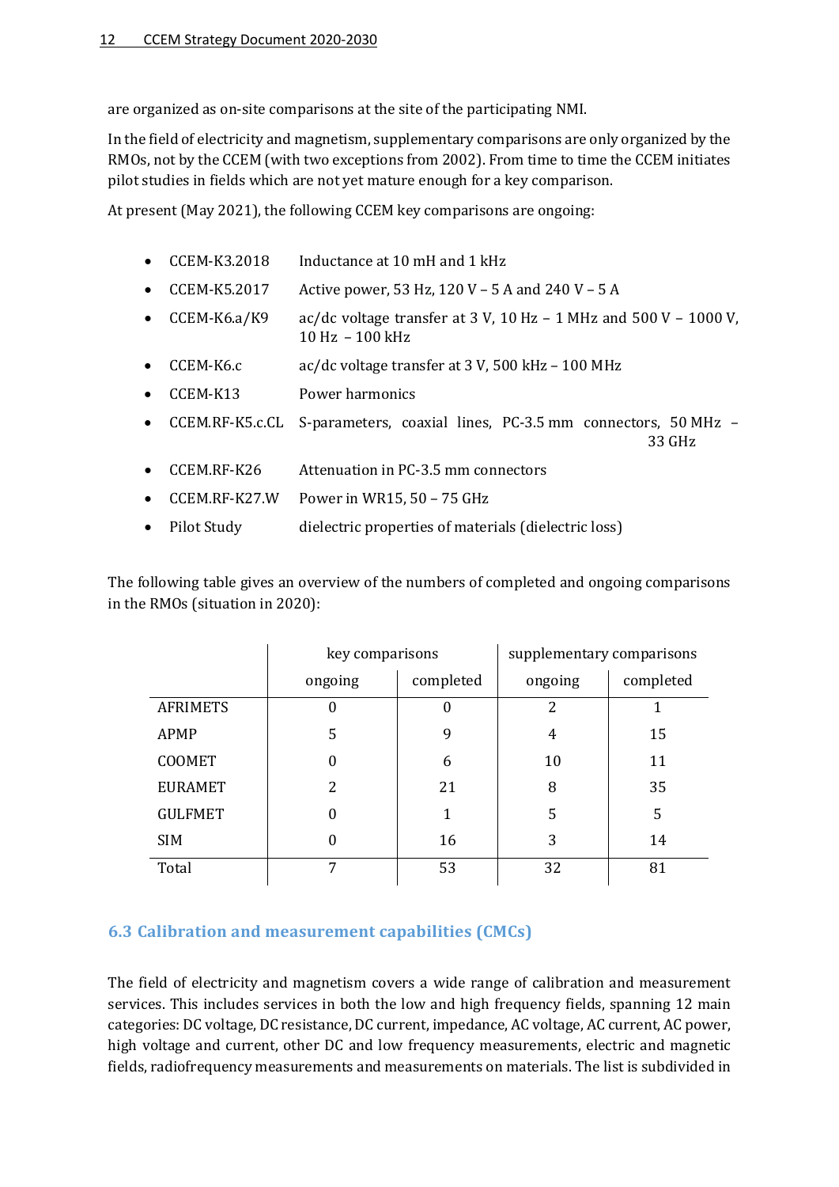are organized as on-site comparisons at the site of the participating NMI.

In the field of electricity and magnetism, supplementary comparisons are only organized by the RMOs, not by the CCEM (with two exceptions from 2002). From time to time the CCEM initiates pilot studies in fields which are not yet mature enough for a key comparison.

At present (May 2021), the following CCEM key comparisons are ongoing:

- CCEM-K3.2018 Inductance at 10 mH and 1 kHz
- CCEM-K5.2017 Active power, 53 Hz, 120 V – 5 A and 240 V – 5 A
- CCEM-K6.a/K9 ac/dc voltage transfer at 3 V, 10 Hz – 1 MHz and 500 V – 1000 V, 10 Hz – 100 kHz
- CCEM-K6.c ac/dc voltage transfer at 3 V, 500 kHz – 100 MHz
- CCEM-K13 Power harmonics
- CCEM.RF-K5.c.CL S-parameters, coaxial lines, PC-3.5 mm connectors, 50 MHz – 33 GHz
- CCEM.RF-K26 Attenuation in PC-3.5 mm connectors
- CCEM.RF-K27.W Power in WR15, 50 – 75 GHz
- Pilot Study dielectric properties of materials (dielectric loss)

The following table gives an overview of the numbers of completed and ongoing comparisons in the RMOs (situation in 2020):

| | key comparisons | | supplementary comparisons | |
|---|---|---|---|---|
| | ongoing | completed | ongoing | completed |
| AFRIMETS | 0 | 0 | 2 | 1 |
| APMP | 5 | 9 | 4 | 15 |
| COOMET | 0 | 6 | 10 | 11 |
| EURAMET | 2 | 21 | 8 | 35 |
| GULFMET | 0 | 1 | 5 | 5 |
| SIM | 0 | 16 | 3 | 14 |
| Total | 7 | 53 | 32 | 81 |

### 6.3 Calibration and measurement capabilities (CMCs)

The field of electricity and magnetism covers a wide range of calibration and measurement services. This includes services in both the low and high frequency fields, spanning 12 main categories: DC voltage, DC resistance, DC current, impedance, AC voltage, AC current, AC power, high voltage and current, other DC and low frequency measurements, electric and magnetic fields, radiofrequency measurements and measurements on materials. The list is subdivided in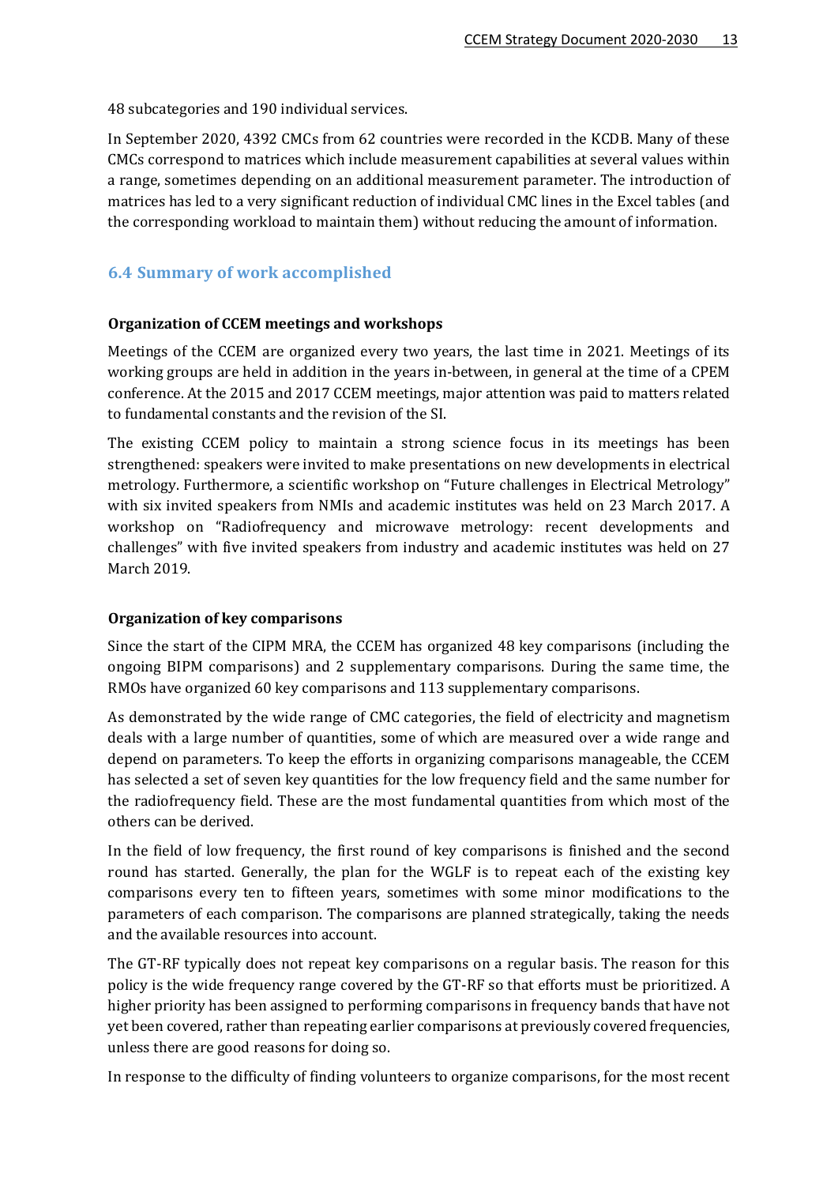48 subcategories and 190 individual services.

In September 2020, 4392 CMCs from 62 countries were recorded in the KCDB. Many of these CMCs correspond to matrices which include measurement capabilities at several values within a range, sometimes depending on an additional measurement parameter. The introduction of matrices has led to a very significant reduction of individual CMC lines in the Excel tables (and the corresponding workload to maintain them) without reducing the amount of information.

## 6.4 Summary of work accomplished

**Organization of CCEM meetings and workshops**

Meetings of the CCEM are organized every two years, the last time in 2021. Meetings of its working groups are held in addition in the years in-between, in general at the time of a CPEM conference. At the 2015 and 2017 CCEM meetings, major attention was paid to matters related to fundamental constants and the revision of the SI.

The existing CCEM policy to maintain a strong science focus in its meetings has been strengthened: speakers were invited to make presentations on new developments in electrical metrology. Furthermore, a scientific workshop on "Future challenges in Electrical Metrology" with six invited speakers from NMIs and academic institutes was held on 23 March 2017. A workshop on "Radiofrequency and microwave metrology: recent developments and challenges" with five invited speakers from industry and academic institutes was held on 27 March 2019.

**Organization of key comparisons**

Since the start of the CIPM MRA, the CCEM has organized 48 key comparisons (including the ongoing BIPM comparisons) and 2 supplementary comparisons. During the same time, the RMOs have organized 60 key comparisons and 113 supplementary comparisons.

As demonstrated by the wide range of CMC categories, the field of electricity and magnetism deals with a large number of quantities, some of which are measured over a wide range and depend on parameters. To keep the efforts in organizing comparisons manageable, the CCEM has selected a set of seven key quantities for the low frequency field and the same number for the radiofrequency field. These are the most fundamental quantities from which most of the others can be derived.

In the field of low frequency, the first round of key comparisons is finished and the second round has started. Generally, the plan for the WGLF is to repeat each of the existing key comparisons every ten to fifteen years, sometimes with some minor modifications to the parameters of each comparison. The comparisons are planned strategically, taking the needs and the available resources into account.

The GT-RF typically does not repeat key comparisons on a regular basis. The reason for this policy is the wide frequency range covered by the GT-RF so that efforts must be prioritized. A higher priority has been assigned to performing comparisons in frequency bands that have not yet been covered, rather than repeating earlier comparisons at previously covered frequencies, unless there are good reasons for doing so.

In response to the difficulty of finding volunteers to organize comparisons, for the most recent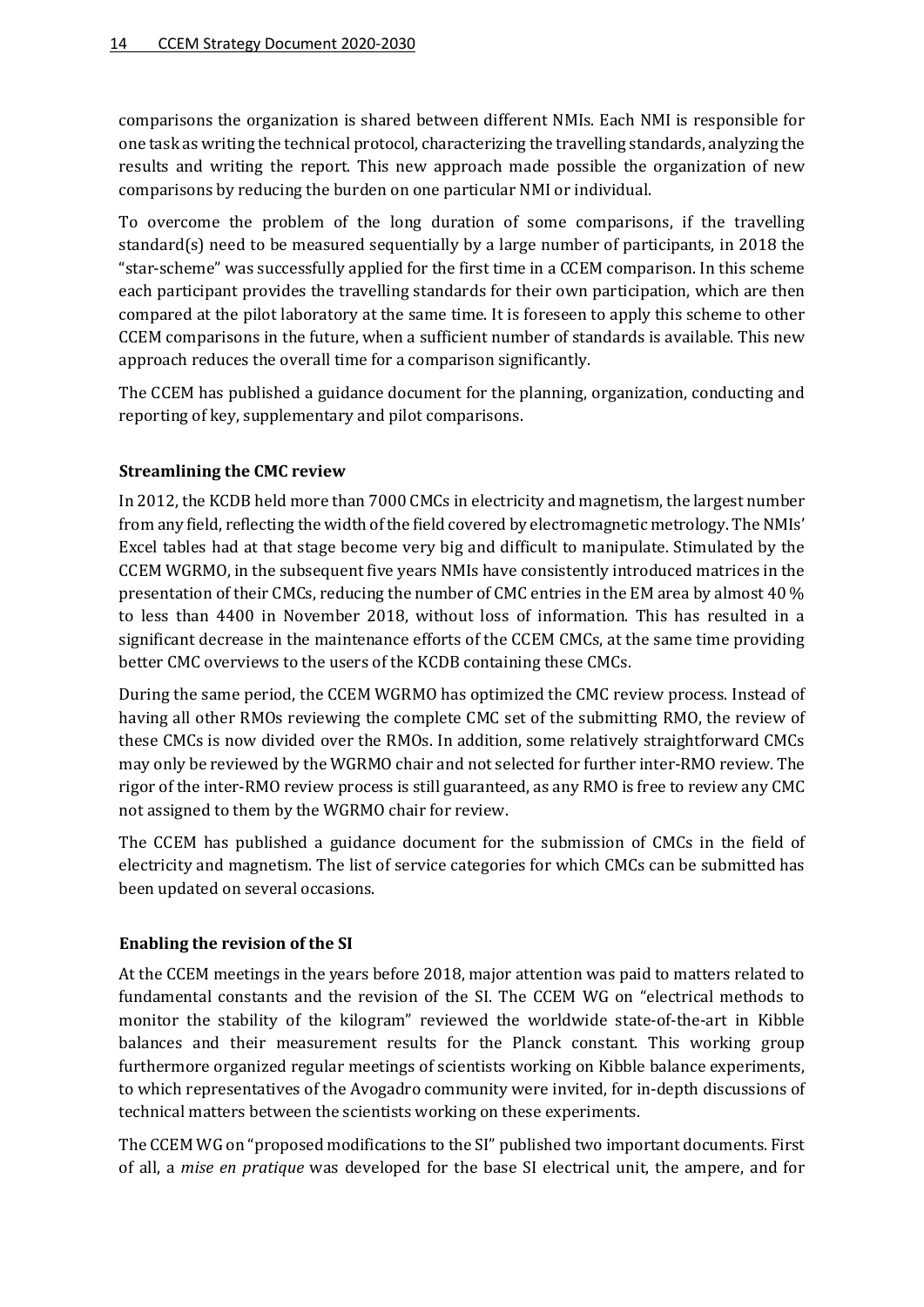comparisons the organization is shared between different NMIs. Each NMI is responsible for one task as writing the technical protocol, characterizing the travelling standards, analyzing the results and writing the report. This new approach made possible the organization of new comparisons by reducing the burden on one particular NMI or individual.

To overcome the problem of the long duration of some comparisons, if the travelling standard(s) need to be measured sequentially by a large number of participants, in 2018 the "star-scheme" was successfully applied for the first time in a CCEM comparison. In this scheme each participant provides the travelling standards for their own participation, which are then compared at the pilot laboratory at the same time. It is foreseen to apply this scheme to other CCEM comparisons in the future, when a sufficient number of standards is available. This new approach reduces the overall time for a comparison significantly.

The CCEM has published a guidance document for the planning, organization, conducting and reporting of key, supplementary and pilot comparisons.

**Streamlining the CMC review**

In 2012, the KCDB held more than 7000 CMCs in electricity and magnetism, the largest number from any field, reflecting the width of the field covered by electromagnetic metrology. The NMIs' Excel tables had at that stage become very big and difficult to manipulate. Stimulated by the CCEM WGRMO, in the subsequent five years NMIs have consistently introduced matrices in the presentation of their CMCs, reducing the number of CMC entries in the EM area by almost 40 % to less than 4400 in November 2018, without loss of information. This has resulted in a significant decrease in the maintenance efforts of the CCEM CMCs, at the same time providing better CMC overviews to the users of the KCDB containing these CMCs.

During the same period, the CCEM WGRMO has optimized the CMC review process. Instead of having all other RMOs reviewing the complete CMC set of the submitting RMO, the review of these CMCs is now divided over the RMOs. In addition, some relatively straightforward CMCs may only be reviewed by the WGRMO chair and not selected for further inter-RMO review. The rigor of the inter-RMO review process is still guaranteed, as any RMO is free to review any CMC not assigned to them by the WGRMO chair for review.

The CCEM has published a guidance document for the submission of CMCs in the field of electricity and magnetism. The list of service categories for which CMCs can be submitted has been updated on several occasions.

**Enabling the revision of the SI**

At the CCEM meetings in the years before 2018, major attention was paid to matters related to fundamental constants and the revision of the SI. The CCEM WG on "electrical methods to monitor the stability of the kilogram" reviewed the worldwide state-of-the-art in Kibble balances and their measurement results for the Planck constant. This working group furthermore organized regular meetings of scientists working on Kibble balance experiments, to which representatives of the Avogadro community were invited, for in-depth discussions of technical matters between the scientists working on these experiments.

The CCEM WG on "proposed modifications to the SI" published two important documents. First of all, a *mise en pratique* was developed for the base SI electrical unit, the ampere, and for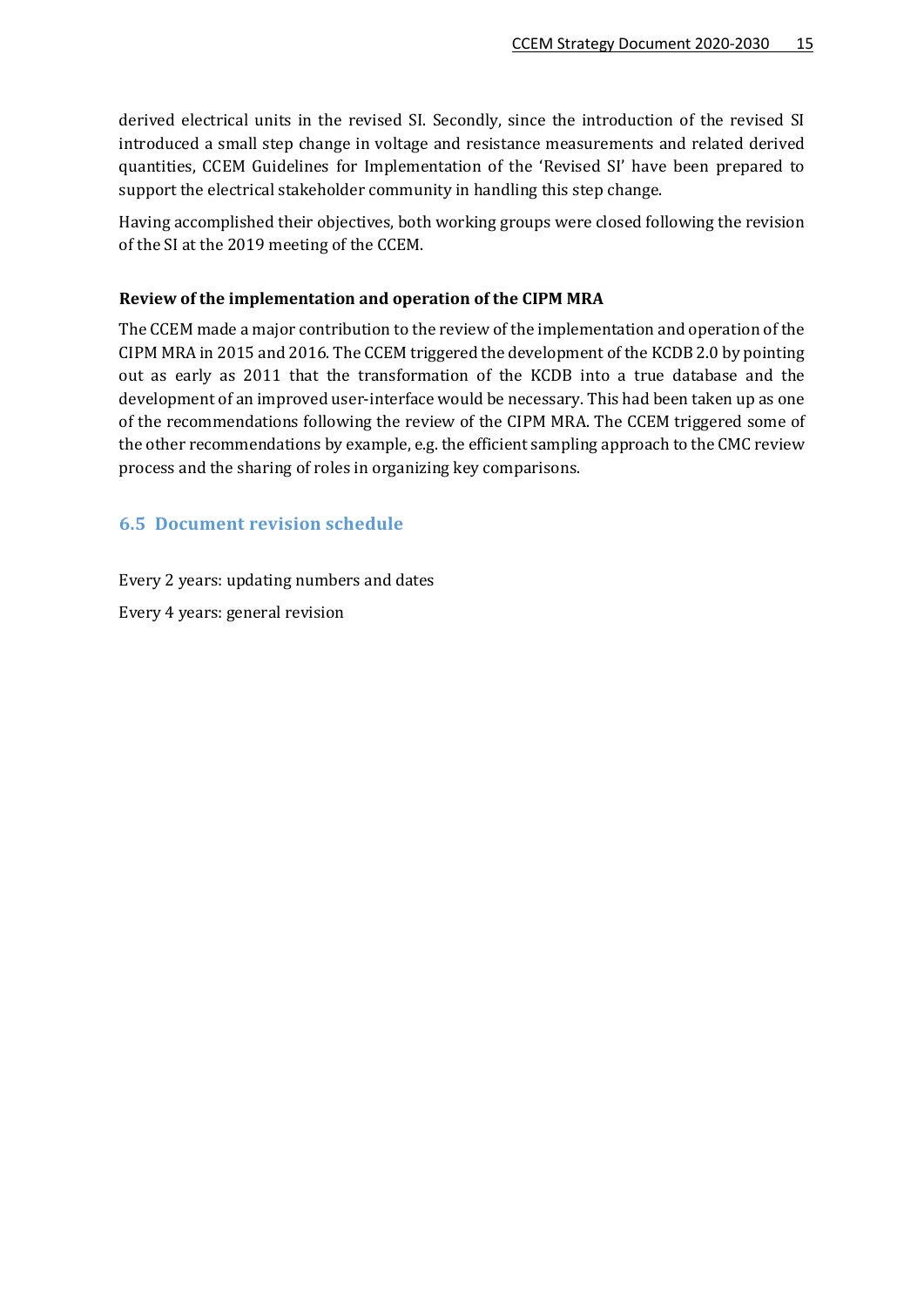derived electrical units in the revised SI. Secondly, since the introduction of the revised SI introduced a small step change in voltage and resistance measurements and related derived quantities, CCEM Guidelines for Implementation of the 'Revised SI' have been prepared to support the electrical stakeholder community in handling this step change.

Having accomplished their objectives, both working groups were closed following the revision of the SI at the 2019 meeting of the CCEM.

**Review of the implementation and operation of the CIPM MRA**

The CCEM made a major contribution to the review of the implementation and operation of the CIPM MRA in 2015 and 2016. The CCEM triggered the development of the KCDB 2.0 by pointing out as early as 2011 that the transformation of the KCDB into a true database and the development of an improved user-interface would be necessary. This had been taken up as one of the recommendations following the review of the CIPM MRA. The CCEM triggered some of the other recommendations by example, e.g. the efficient sampling approach to the CMC review process and the sharing of roles in organizing key comparisons.

## 6.5 Document revision schedule

Every 2 years: updating numbers and dates

Every 4 years: general revision